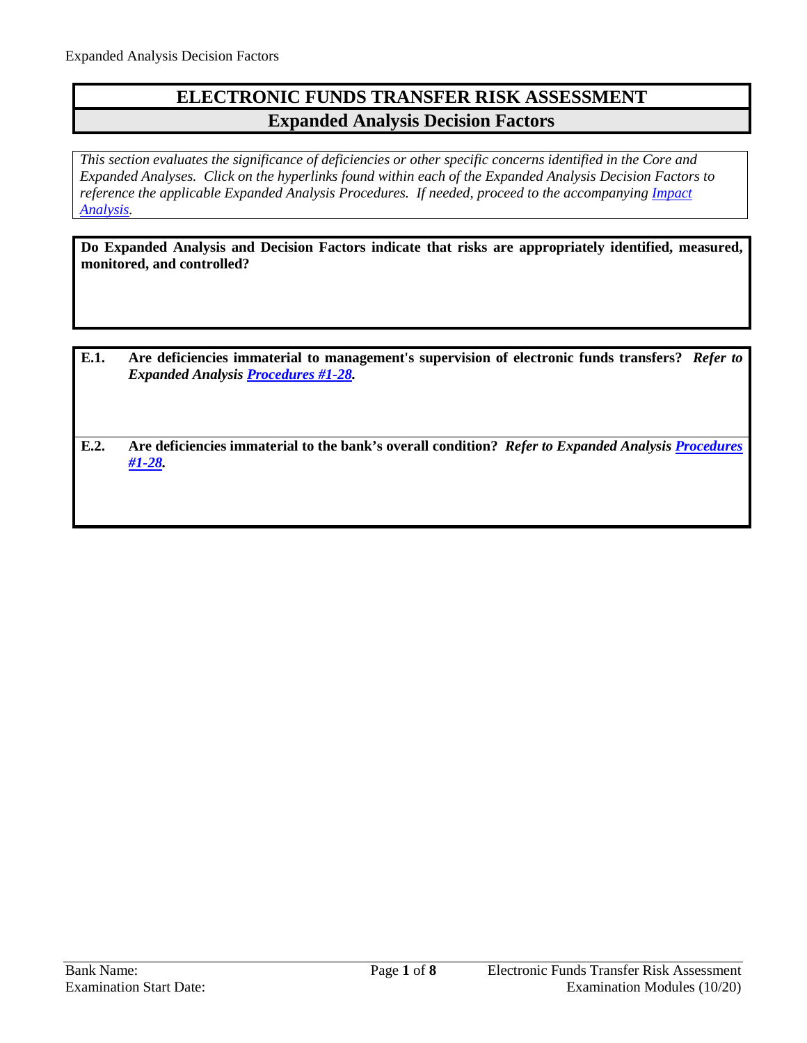# ELECTRONIC FUNDS TRANSFER RISK ASSESSMENT

## Expanded Analysis Decision Factors

*This section evaluates the significance of deficiencies or other specific concerns identified in the Core and Expanded Analyses. Click on the hyperlinks found within each of the Expanded Analysis Decision Factors to reference the applicable Expanded Analysis Procedures. If needed, proceed to the accompanying Impact Analysis.*

**Do Expanded Analysis and Decision Factors indicate that risks are appropriately identified, measured, monitored, and controlled?**

**E.1. Are deficiencies immaterial to management's supervision of electronic funds transfers?** ***Refer to Expanded Analysis Procedures #1-28.***

**E.2. Are deficiencies immaterial to the bank's overall condition?** ***Refer to Expanded Analysis Procedures #1-28.***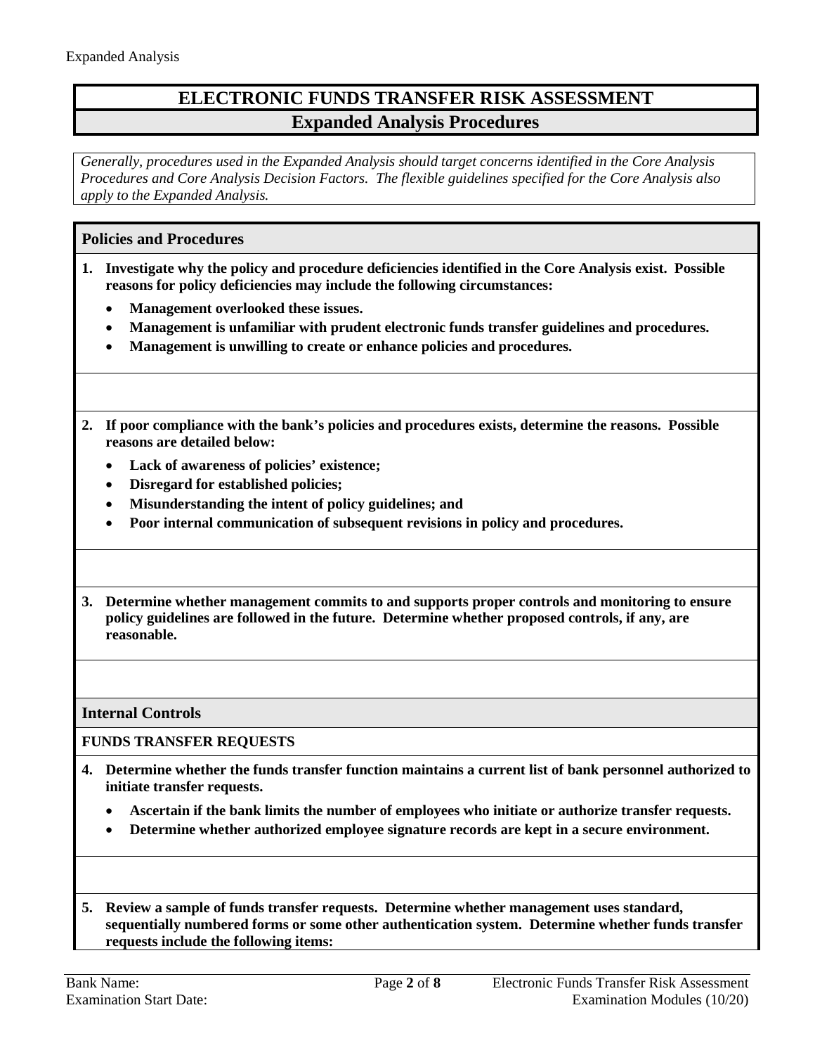# ELECTRONIC FUNDS TRANSFER RISK ASSESSMENT

## Expanded Analysis Procedures

*Generally, procedures used in the Expanded Analysis should target concerns identified in the Core Analysis Procedures and Core Analysis Decision Factors. The flexible guidelines specified for the Core Analysis also apply to the Expanded Analysis.*

### Policies and Procedures

**1. Investigate why the policy and procedure deficiencies identified in the Core Analysis exist. Possible reasons for policy deficiencies may include the following circumstances:**

- **Management overlooked these issues.**
- **Management is unfamiliar with prudent electronic funds transfer guidelines and procedures.**
- **Management is unwilling to create or enhance policies and procedures.**

**2. If poor compliance with the bank's policies and procedures exists, determine the reasons. Possible reasons are detailed below:**

- **Lack of awareness of policies' existence;**
- **Disregard for established policies;**
- **Misunderstanding the intent of policy guidelines; and**
- **Poor internal communication of subsequent revisions in policy and procedures.**

**3. Determine whether management commits to and supports proper controls and monitoring to ensure policy guidelines are followed in the future. Determine whether proposed controls, if any, are reasonable.**

### Internal Controls

**FUNDS TRANSFER REQUESTS**

**4. Determine whether the funds transfer function maintains a current list of bank personnel authorized to initiate transfer requests.**

- **Ascertain if the bank limits the number of employees who initiate or authorize transfer requests.**
- **Determine whether authorized employee signature records are kept in a secure environment.**

**5. Review a sample of funds transfer requests. Determine whether management uses standard, sequentially numbered forms or some other authentication system. Determine whether funds transfer requests include the following items:**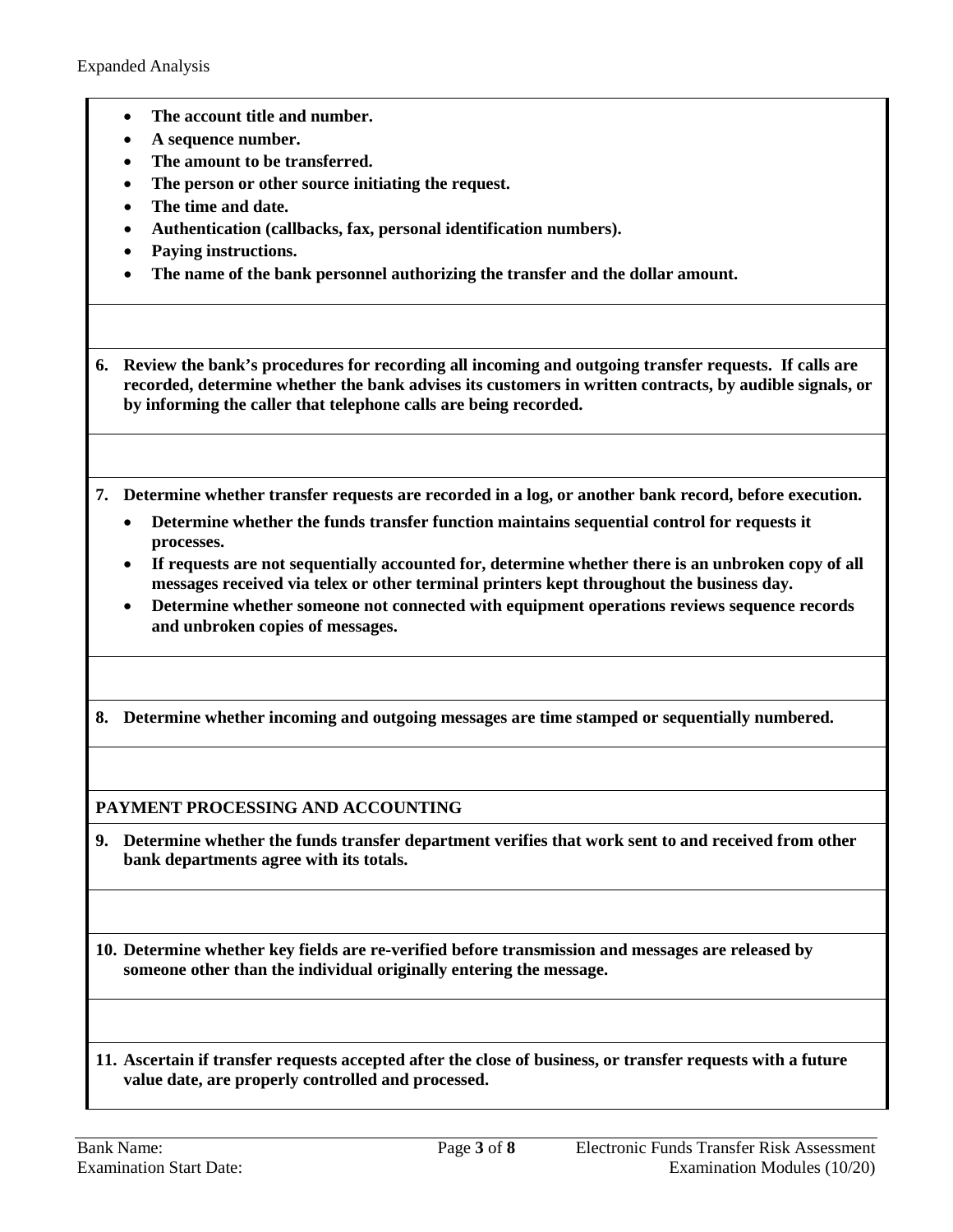- **The account title and number.**
- **A sequence number.**
- **The amount to be transferred.**
- **The person or other source initiating the request.**
- **The time and date.**
- **Authentication (callbacks, fax, personal identification numbers).**
- **Paying instructions.**
- **The name of the bank personnel authorizing the transfer and the dollar amount.**

**6. Review the bank's procedures for recording all incoming and outgoing transfer requests. If calls are recorded, determine whether the bank advises its customers in written contracts, by audible signals, or by informing the caller that telephone calls are being recorded.**

**7. Determine whether transfer requests are recorded in a log, or another bank record, before execution.**

- **Determine whether the funds transfer function maintains sequential control for requests it processes.**
- **If requests are not sequentially accounted for, determine whether there is an unbroken copy of all messages received via telex or other terminal printers kept throughout the business day.**
- **Determine whether someone not connected with equipment operations reviews sequence records and unbroken copies of messages.**

**8. Determine whether incoming and outgoing messages are time stamped or sequentially numbered.**

**PAYMENT PROCESSING AND ACCOUNTING**

**9. Determine whether the funds transfer department verifies that work sent to and received from other bank departments agree with its totals.**

**10. Determine whether key fields are re-verified before transmission and messages are released by someone other than the individual originally entering the message.**

**11. Ascertain if transfer requests accepted after the close of business, or transfer requests with a future value date, are properly controlled and processed.**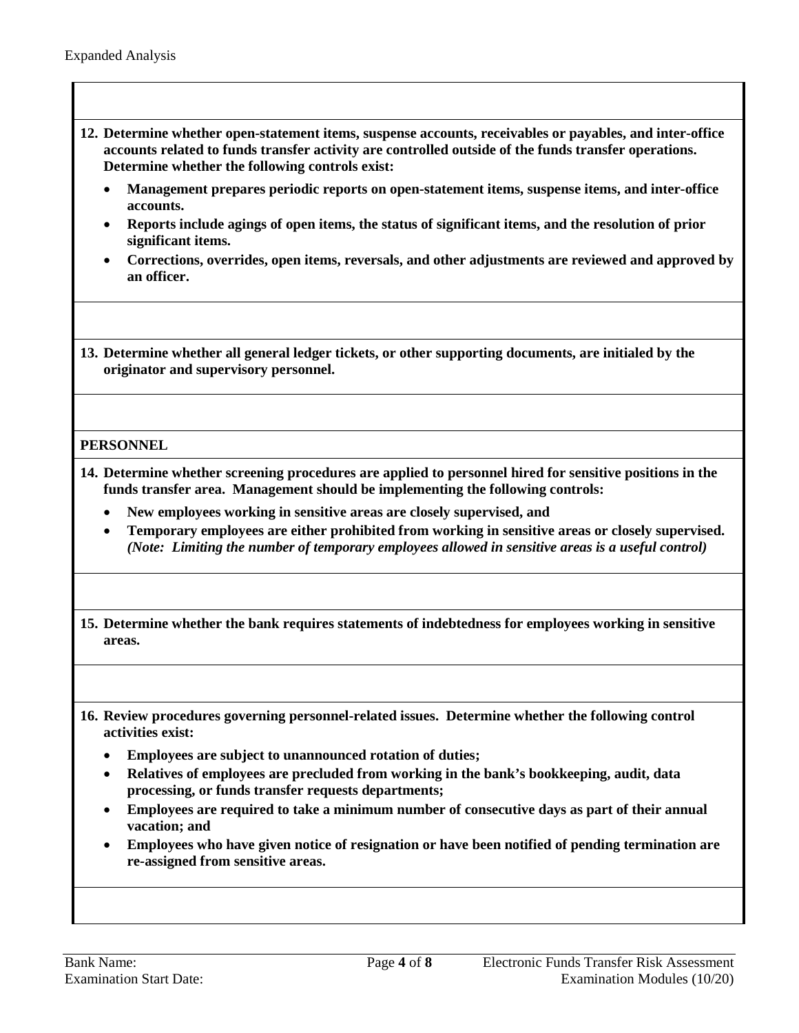**12. Determine whether open-statement items, suspense accounts, receivables or payables, and inter-office accounts related to funds transfer activity are controlled outside of the funds transfer operations. Determine whether the following controls exist:**

- **Management prepares periodic reports on open-statement items, suspense items, and inter-office accounts.**
- **Reports include agings of open items, the status of significant items, and the resolution of prior significant items.**
- **Corrections, overrides, open items, reversals, and other adjustments are reviewed and approved by an officer.**

**13. Determine whether all general ledger tickets, or other supporting documents, are initialed by the originator and supervisory personnel.**

**PERSONNEL**

**14. Determine whether screening procedures are applied to personnel hired for sensitive positions in the funds transfer area. Management should be implementing the following controls:**

- **New employees working in sensitive areas are closely supervised, and**
- **Temporary employees are either prohibited from working in sensitive areas or closely supervised.** ***(Note: Limiting the number of temporary employees allowed in sensitive areas is a useful control)***

**15. Determine whether the bank requires statements of indebtedness for employees working in sensitive areas.**

**16. Review procedures governing personnel-related issues. Determine whether the following control activities exist:**

- **Employees are subject to unannounced rotation of duties;**
- **Relatives of employees are precluded from working in the bank's bookkeeping, audit, data processing, or funds transfer requests departments;**
- **Employees are required to take a minimum number of consecutive days as part of their annual vacation; and**
- **Employees who have given notice of resignation or have been notified of pending termination are re-assigned from sensitive areas.**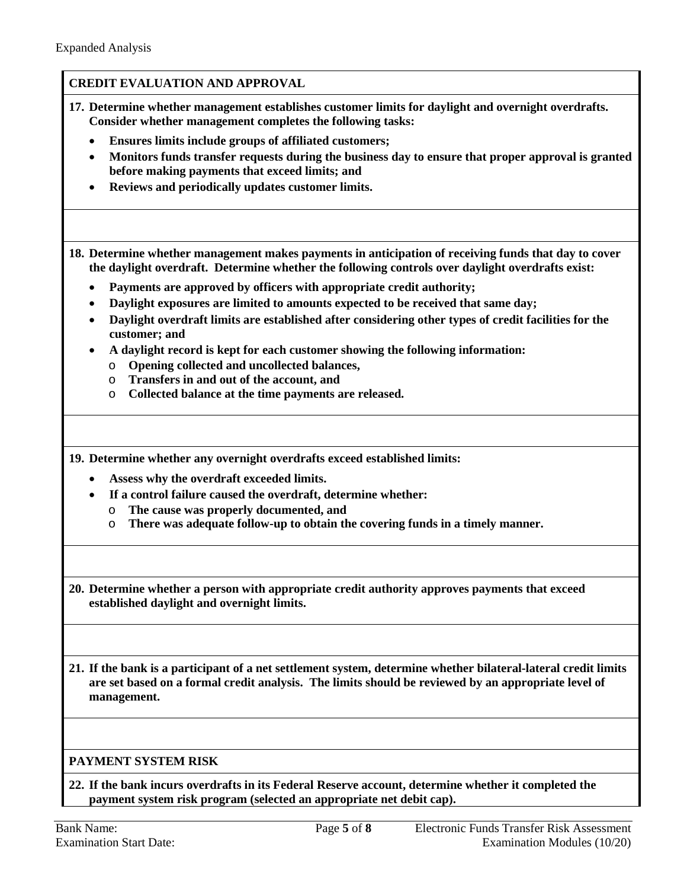Expanded Analysis

## CREDIT EVALUATION AND APPROVAL

**17. Determine whether management establishes customer limits for daylight and overnight overdrafts. Consider whether management completes the following tasks:**

- **Ensures limits include groups of affiliated customers;**
- **Monitors funds transfer requests during the business day to ensure that proper approval is granted before making payments that exceed limits; and**
- **Reviews and periodically updates customer limits.**

**18. Determine whether management makes payments in anticipation of receiving funds that day to cover the daylight overdraft. Determine whether the following controls over daylight overdrafts exist:**

- **Payments are approved by officers with appropriate credit authority;**
- **Daylight exposures are limited to amounts expected to be received that same day;**
- **Daylight overdraft limits are established after considering other types of credit facilities for the customer; and**
- **A daylight record is kept for each customer showing the following information:**
  - **Opening collected and uncollected balances,**
  - **Transfers in and out of the account, and**
  - **Collected balance at the time payments are released.**

**19. Determine whether any overnight overdrafts exceed established limits:**

- **Assess why the overdraft exceeded limits.**
- **If a control failure caused the overdraft, determine whether:**
  - **The cause was properly documented, and**
  - **There was adequate follow-up to obtain the covering funds in a timely manner.**

**20. Determine whether a person with appropriate credit authority approves payments that exceed established daylight and overnight limits.**

**21. If the bank is a participant of a net settlement system, determine whether bilateral-lateral credit limits are set based on a formal credit analysis. The limits should be reviewed by an appropriate level of management.**

## PAYMENT SYSTEM RISK

**22. If the bank incurs overdrafts in its Federal Reserve account, determine whether it completed the payment system risk program (selected an appropriate net debit cap).**

Bank Name:

Examination Start Date: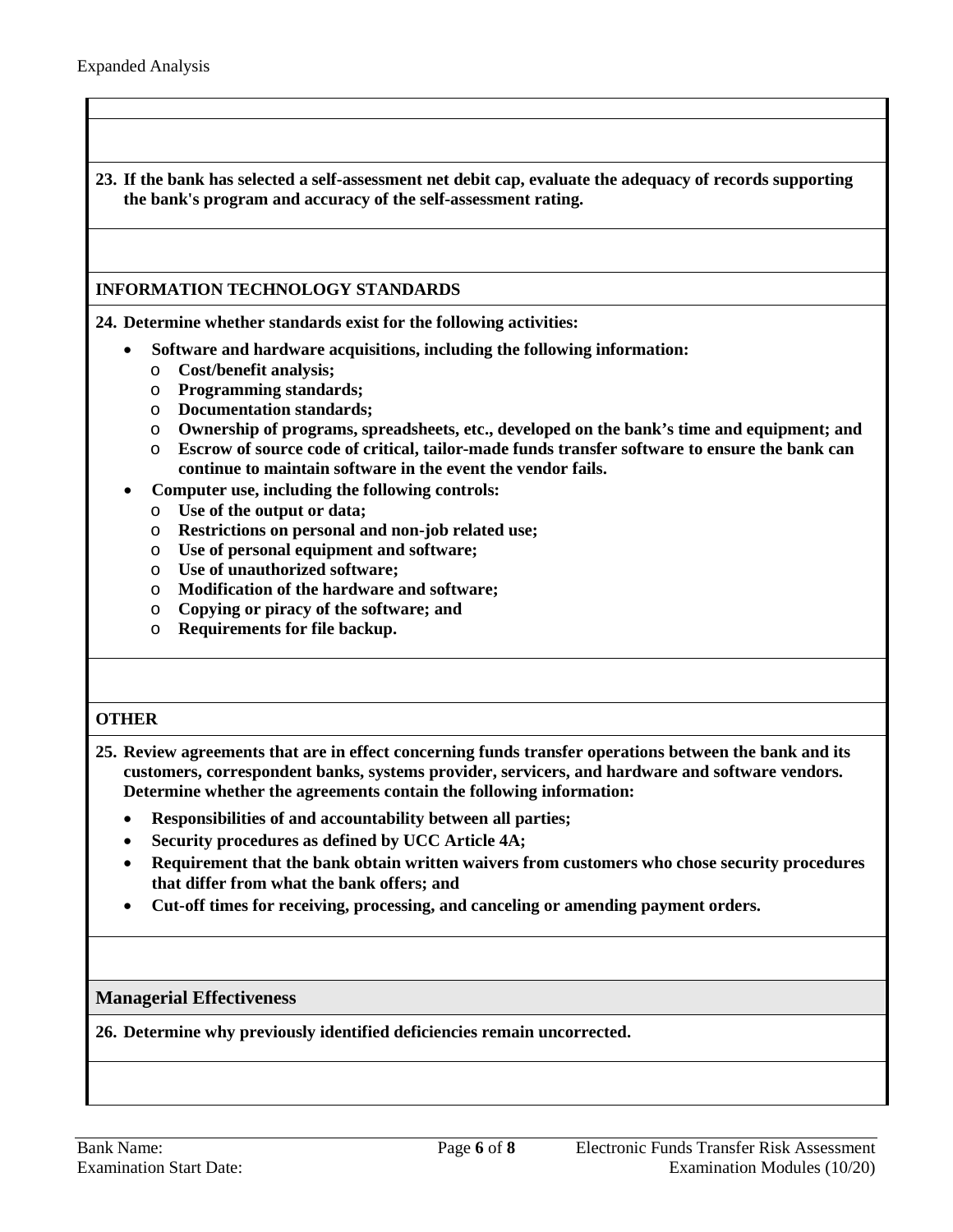Expanded Analysis

**23. If the bank has selected a self-assessment net debit cap, evaluate the adequacy of records supporting the bank's program and accuracy of the self-assessment rating.**

**INFORMATION TECHNOLOGY STANDARDS**

**24. Determine whether standards exist for the following activities:**

- **Software and hardware acquisitions, including the following information:**
  - **Cost/benefit analysis;**
  - **Programming standards;**
  - **Documentation standards;**
  - **Ownership of programs, spreadsheets, etc., developed on the bank's time and equipment; and**
  - **Escrow of source code of critical, tailor-made funds transfer software to ensure the bank can continue to maintain software in the event the vendor fails.**
- **Computer use, including the following controls:**
  - **Use of the output or data;**
  - **Restrictions on personal and non-job related use;**
  - **Use of personal equipment and software;**
  - **Use of unauthorized software;**
  - **Modification of the hardware and software;**
  - **Copying or piracy of the software; and**
  - **Requirements for file backup.**

**OTHER**

**25. Review agreements that are in effect concerning funds transfer operations between the bank and its customers, correspondent banks, systems provider, servicers, and hardware and software vendors. Determine whether the agreements contain the following information:**

- **Responsibilities of and accountability between all parties;**
- **Security procedures as defined by UCC Article 4A;**
- **Requirement that the bank obtain written waivers from customers who chose security procedures that differ from what the bank offers; and**
- **Cut-off times for receiving, processing, and canceling or amending payment orders.**

**Managerial Effectiveness**

**26. Determine why previously identified deficiencies remain uncorrected.**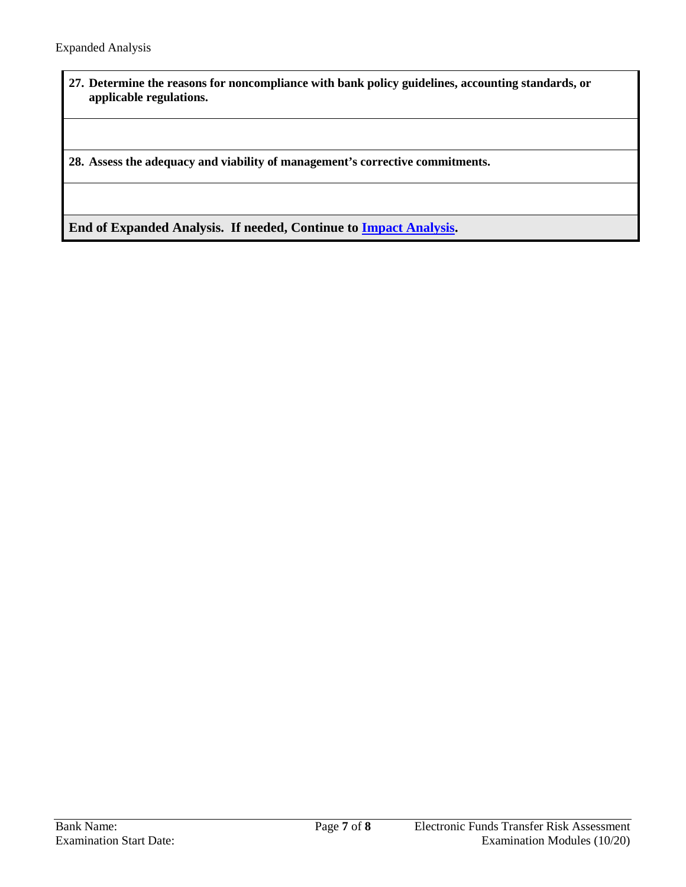**27. Determine the reasons for noncompliance with bank policy guidelines, accounting standards, or applicable regulations.**

**28. Assess the adequacy and viability of management's corrective commitments.**

**End of Expanded Analysis. If needed, Continue to Impact Analysis.**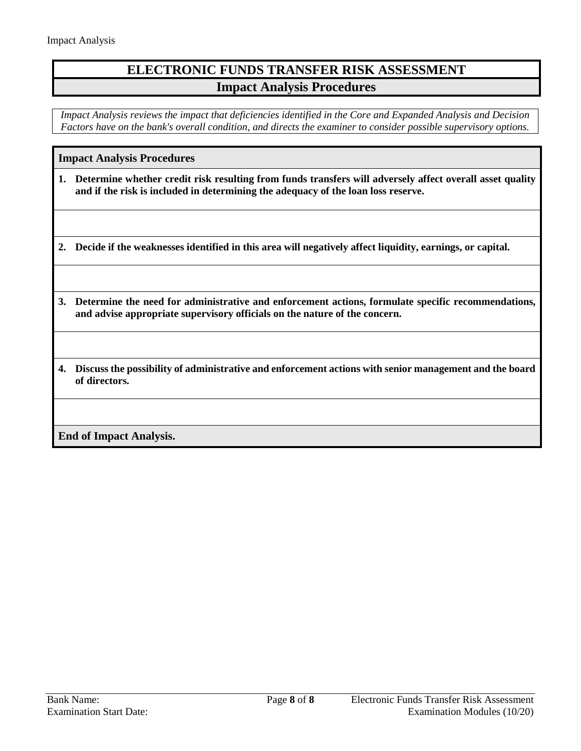# ELECTRONIC FUNDS TRANSFER RISK ASSESSMENT

## Impact Analysis Procedures

*Impact Analysis reviews the impact that deficiencies identified in the Core and Expanded Analysis and Decision Factors have on the bank's overall condition, and directs the examiner to consider possible supervisory options.*

| **Impact Analysis Procedures** |
|---|
| **1. Determine whether credit risk resulting from funds transfers will adversely affect overall asset quality and if the risk is included in determining the adequacy of the loan loss reserve.** |
| |
| **2. Decide if the weaknesses identified in this area will negatively affect liquidity, earnings, or capital.** |
| |
| **3. Determine the need for administrative and enforcement actions, formulate specific recommendations, and advise appropriate supervisory officials on the nature of the concern.** |
| |
| **4. Discuss the possibility of administrative and enforcement actions with senior management and the board of directors.** |
| |
| **End of Impact Analysis.** |

Bank Name:
Examination Start Date: